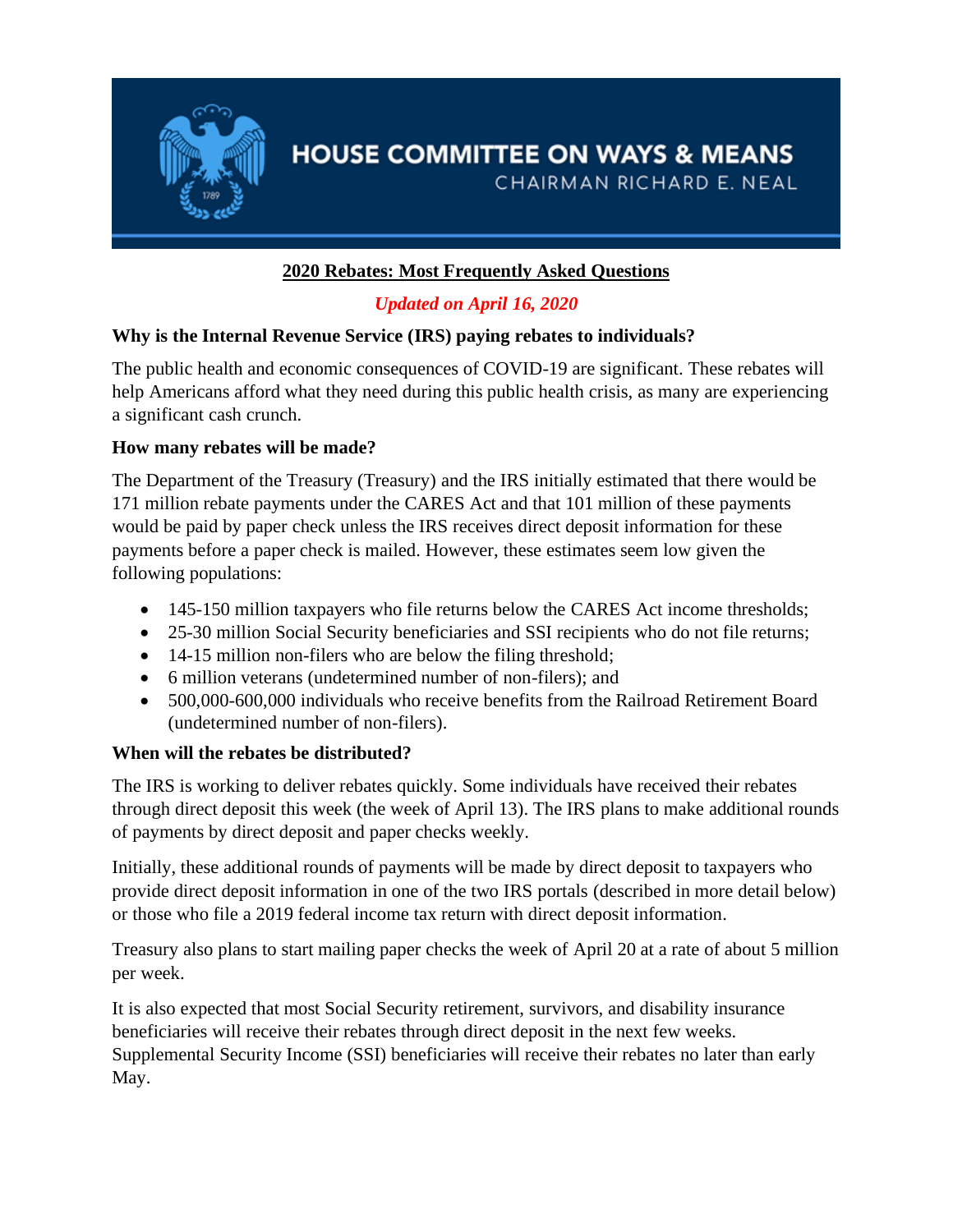HOUSE COMMITTEE ON WAYS & MEANS

CHAIRMAN RICHARD E. NEAL

# 2020 Rebates: Most Frequently Asked Questions

*Updated on April 16, 2020*

**Why is the Internal Revenue Service (IRS) paying rebates to individuals?**

The public health and economic consequences of COVID-19 are significant. These rebates will help Americans afford what they need during this public health crisis, as many are experiencing a significant cash crunch.

**How many rebates will be made?**

The Department of the Treasury (Treasury) and the IRS initially estimated that there would be 171 million rebate payments under the CARES Act and that 101 million of these payments would be paid by paper check unless the IRS receives direct deposit information for these payments before a paper check is mailed. However, these estimates seem low given the following populations:

- 145-150 million taxpayers who file returns below the CARES Act income thresholds;
- 25-30 million Social Security beneficiaries and SSI recipients who do not file returns;
- 14-15 million non-filers who are below the filing threshold;
- 6 million veterans (undetermined number of non-filers); and
- 500,000-600,000 individuals who receive benefits from the Railroad Retirement Board (undetermined number of non-filers).

**When will the rebates be distributed?**

The IRS is working to deliver rebates quickly. Some individuals have received their rebates through direct deposit this week (the week of April 13). The IRS plans to make additional rounds of payments by direct deposit and paper checks weekly.

Initially, these additional rounds of payments will be made by direct deposit to taxpayers who provide direct deposit information in one of the two IRS portals (described in more detail below) or those who file a 2019 federal income tax return with direct deposit information.

Treasury also plans to start mailing paper checks the week of April 20 at a rate of about 5 million per week.

It is also expected that most Social Security retirement, survivors, and disability insurance beneficiaries will receive their rebates through direct deposit in the next few weeks. Supplemental Security Income (SSI) beneficiaries will receive their rebates no later than early May.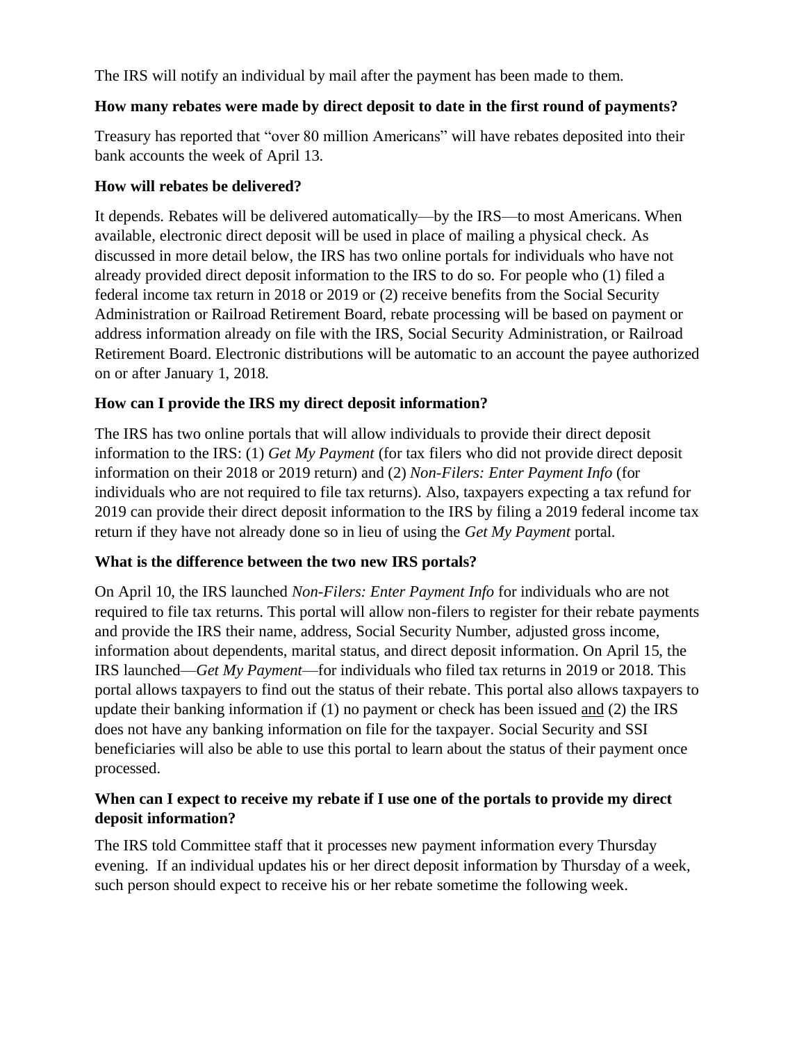The IRS will notify an individual by mail after the payment has been made to them.

**How many rebates were made by direct deposit to date in the first round of payments?**

Treasury has reported that "over 80 million Americans" will have rebates deposited into their bank accounts the week of April 13.

**How will rebates be delivered?**

It depends. Rebates will be delivered automatically—by the IRS—to most Americans. When available, electronic direct deposit will be used in place of mailing a physical check. As discussed in more detail below, the IRS has two online portals for individuals who have not already provided direct deposit information to the IRS to do so. For people who (1) filed a federal income tax return in 2018 or 2019 or (2) receive benefits from the Social Security Administration or Railroad Retirement Board, rebate processing will be based on payment or address information already on file with the IRS, Social Security Administration, or Railroad Retirement Board. Electronic distributions will be automatic to an account the payee authorized on or after January 1, 2018.

**How can I provide the IRS my direct deposit information?**

The IRS has two online portals that will allow individuals to provide their direct deposit information to the IRS: (1) *Get My Payment* (for tax filers who did not provide direct deposit information on their 2018 or 2019 return) and (2) *Non-Filers: Enter Payment Info* (for individuals who are not required to file tax returns). Also, taxpayers expecting a tax refund for 2019 can provide their direct deposit information to the IRS by filing a 2019 federal income tax return if they have not already done so in lieu of using the *Get My Payment* portal.

**What is the difference between the two new IRS portals?**

On April 10, the IRS launched *Non-Filers: Enter Payment Info* for individuals who are not required to file tax returns. This portal will allow non-filers to register for their rebate payments and provide the IRS their name, address, Social Security Number, adjusted gross income, information about dependents, marital status, and direct deposit information. On April 15, the IRS launched—*Get My Payment*—for individuals who filed tax returns in 2019 or 2018. This portal allows taxpayers to find out the status of their rebate. This portal also allows taxpayers to update their banking information if (1) no payment or check has been issued <u>and</u> (2) the IRS does not have any banking information on file for the taxpayer. Social Security and SSI beneficiaries will also be able to use this portal to learn about the status of their payment once processed.

**When can I expect to receive my rebate if I use one of the portals to provide my direct deposit information?**

The IRS told Committee staff that it processes new payment information every Thursday evening. If an individual updates his or her direct deposit information by Thursday of a week, such person should expect to receive his or her rebate sometime the following week.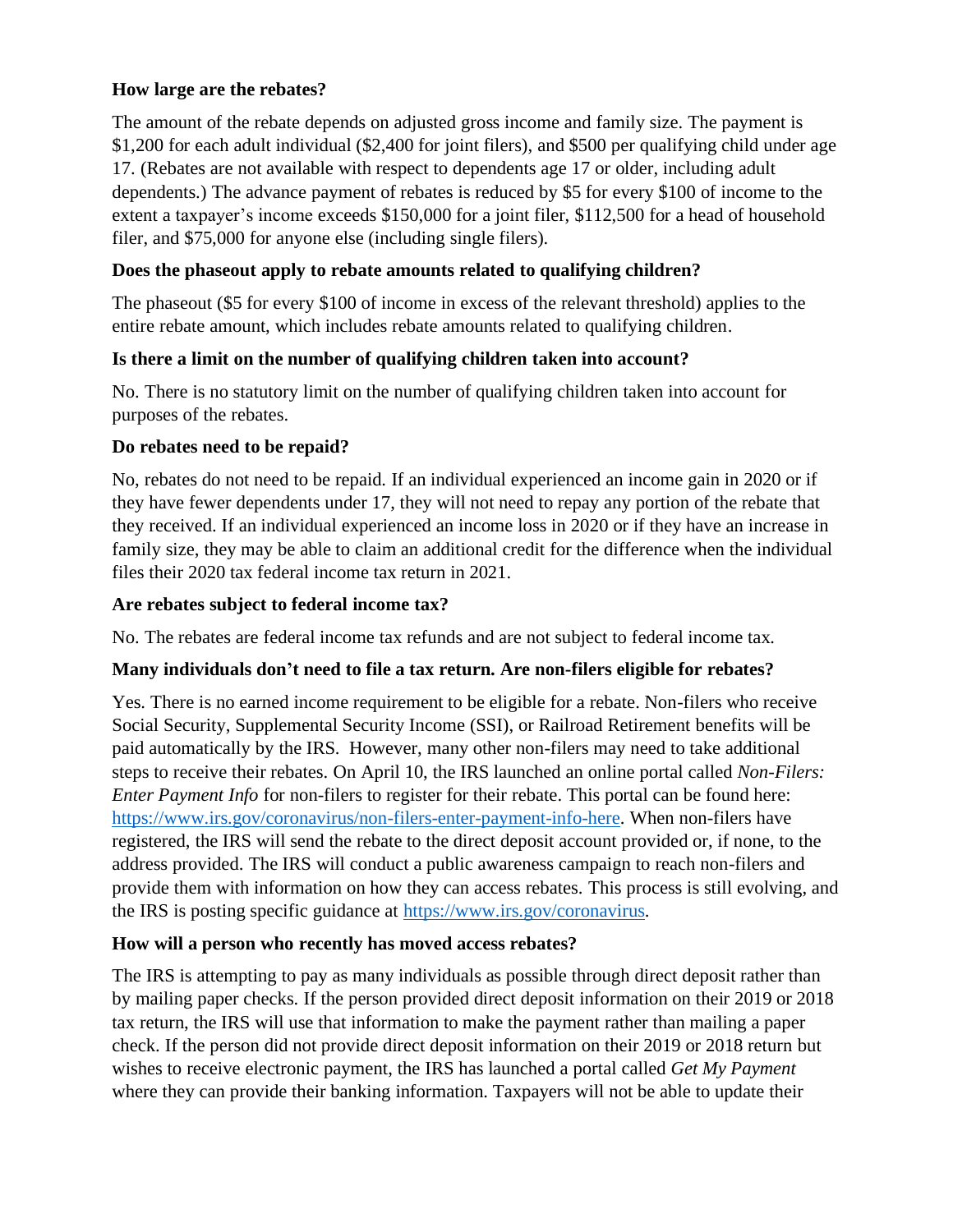**How large are the rebates?**

The amount of the rebate depends on adjusted gross income and family size. The payment is $1,200 for each adult individual ($2,400 for joint filers), and $500 per qualifying child under age 17. (Rebates are not available with respect to dependents age 17 or older, including adult dependents.) The advance payment of rebates is reduced by $5 for every $100 of income to the extent a taxpayer's income exceeds $150,000 for a joint filer, $112,500 for a head of household filer, and $75,000 for anyone else (including single filers).

**Does the phaseout apply to rebate amounts related to qualifying children?**

The phaseout ($5 for every $100 of income in excess of the relevant threshold) applies to the entire rebate amount, which includes rebate amounts related to qualifying children.

**Is there a limit on the number of qualifying children taken into account?**

No. There is no statutory limit on the number of qualifying children taken into account for purposes of the rebates.

**Do rebates need to be repaid?**

No, rebates do not need to be repaid. If an individual experienced an income gain in 2020 or if they have fewer dependents under 17, they will not need to repay any portion of the rebate that they received. If an individual experienced an income loss in 2020 or if they have an increase in family size, they may be able to claim an additional credit for the difference when the individual files their 2020 tax federal income tax return in 2021.

**Are rebates subject to federal income tax?**

No. The rebates are federal income tax refunds and are not subject to federal income tax.

**Many individuals don't need to file a tax return. Are non-filers eligible for rebates?**

Yes. There is no earned income requirement to be eligible for a rebate. Non-filers who receive Social Security, Supplemental Security Income (SSI), or Railroad Retirement benefits will be paid automatically by the IRS. However, many other non-filers may need to take additional steps to receive their rebates. On April 10, the IRS launched an online portal called *Non-Filers: Enter Payment Info* for non-filers to register for their rebate. This portal can be found here: https://www.irs.gov/coronavirus/non-filers-enter-payment-info-here. When non-filers have registered, the IRS will send the rebate to the direct deposit account provided or, if none, to the address provided. The IRS will conduct a public awareness campaign to reach non-filers and provide them with information on how they can access rebates. This process is still evolving, and the IRS is posting specific guidance at https://www.irs.gov/coronavirus.

**How will a person who recently has moved access rebates?**

The IRS is attempting to pay as many individuals as possible through direct deposit rather than by mailing paper checks. If the person provided direct deposit information on their 2019 or 2018 tax return, the IRS will use that information to make the payment rather than mailing a paper check. If the person did not provide direct deposit information on their 2019 or 2018 return but wishes to receive electronic payment, the IRS has launched a portal called *Get My Payment* where they can provide their banking information. Taxpayers will not be able to update their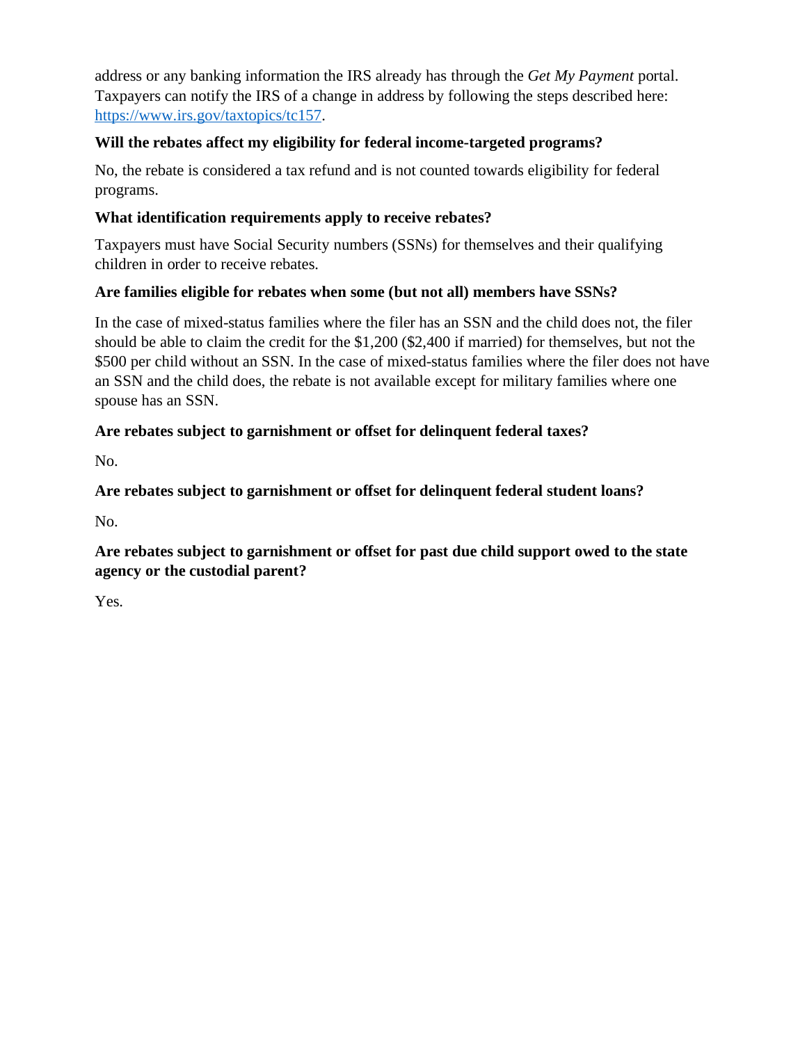address or any banking information the IRS already has through the *Get My Payment* portal. Taxpayers can notify the IRS of a change in address by following the steps described here: [https://www.irs.gov/taxtopics/tc157](https://www.irs.gov/taxtopics/tc157).

**Will the rebates affect my eligibility for federal income-targeted programs?**

No, the rebate is considered a tax refund and is not counted towards eligibility for federal programs.

**What identification requirements apply to receive rebates?**

Taxpayers must have Social Security numbers (SSNs) for themselves and their qualifying children in order to receive rebates.

**Are families eligible for rebates when some (but not all) members have SSNs?**

In the case of mixed-status families where the filer has an SSN and the child does not, the filer should be able to claim the credit for the $1,200 ($2,400 if married) for themselves, but not the $500 per child without an SSN. In the case of mixed-status families where the filer does not have an SSN and the child does, the rebate is not available except for military families where one spouse has an SSN.

**Are rebates subject to garnishment or offset for delinquent federal taxes?**

No.

**Are rebates subject to garnishment or offset for delinquent federal student loans?**

No.

**Are rebates subject to garnishment or offset for past due child support owed to the state agency or the custodial parent?**

Yes.